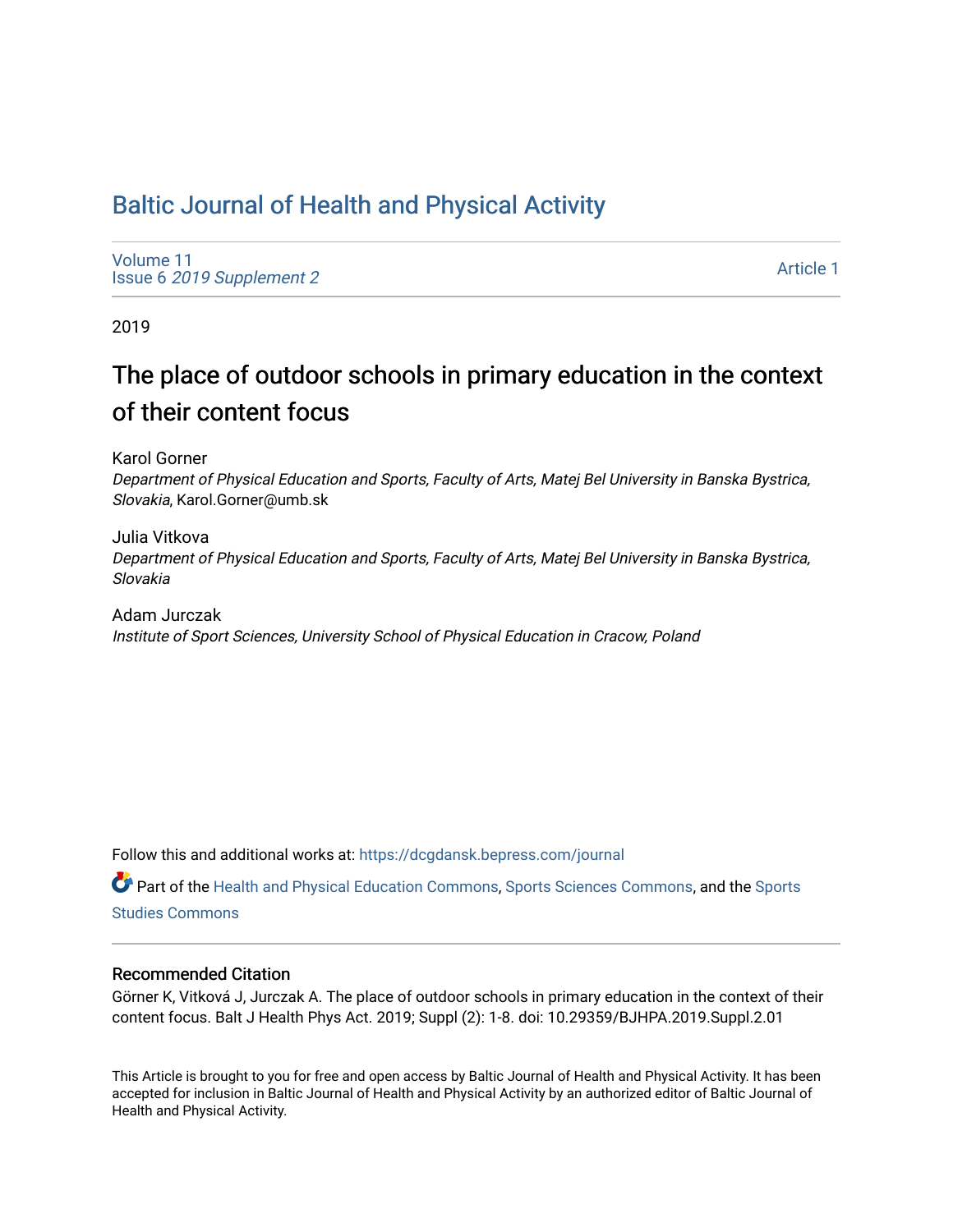# Baltic Journal of Health and Physical Activity

Volume 11
Issue 6 *2019 Supplement 2*

Article 1

2019

## The place of outdoor schools in primary education in the context of their content focus

Karol Gorner
*Department of Physical Education and Sports, Faculty of Arts, Matej Bel University in Banska Bystrica, Slovakia*, Karol.Gorner@umb.sk

Julia Vitkova
*Department of Physical Education and Sports, Faculty of Arts, Matej Bel University in Banska Bystrica, Slovakia*

Adam Jurczak
*Institute of Sport Sciences, University School of Physical Education in Cracow, Poland*

Follow this and additional works at: https://dcgdansk.bepress.com/journal

Part of the Health and Physical Education Commons, Sports Sciences Commons, and the Sports Studies Commons

### Recommended Citation

Görner K, Vitková J, Jurczak A. The place of outdoor schools in primary education in the context of their content focus. Balt J Health Phys Act. 2019; Suppl (2): 1-8. doi: 10.29359/BJHPA.2019.Suppl.2.01

This Article is brought to you for free and open access by Baltic Journal of Health and Physical Activity. It has been accepted for inclusion in Baltic Journal of Health and Physical Activity by an authorized editor of Baltic Journal of Health and Physical Activity.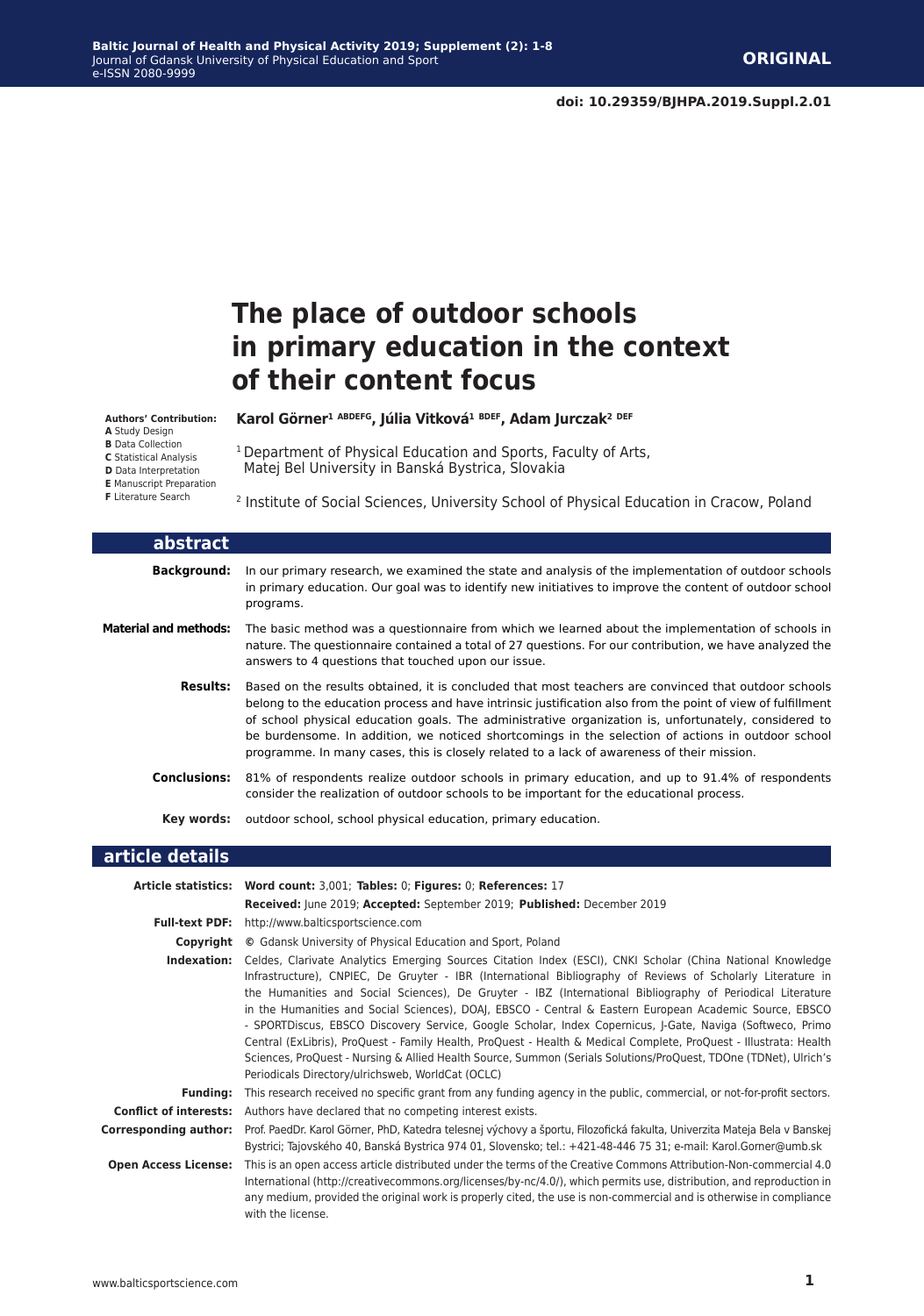**ORIGINAL**

doi: 10.29359/BJHPA.2019.Suppl.2.01

# The place of outdoor schools in primary education in the context of their content focus

**Karol Görner[1 ABDEFG], Júlia Vitková[1 BDEF], Adam Jurczak[2 DEF]**

[1] Department of Physical Education and Sports, Faculty of Arts, Matej Bel University in Banská Bystrica, Slovakia

[2] Institute of Social Sciences, University School of Physical Education in Cracow, Poland

**Authors' Contribution:**
**A** Study Design
**B** Data Collection
**C** Statistical Analysis
**D** Data Interpretation
**E** Manuscript Preparation
**F** Literature Search

## abstract

**Background:** In our primary research, we examined the state and analysis of the implementation of outdoor schools in primary education. Our goal was to identify new initiatives to improve the content of outdoor school programs.

**Material and methods:** The basic method was a questionnaire from which we learned about the implementation of schools in nature. The questionnaire contained a total of 27 questions. For our contribution, we have analyzed the answers to 4 questions that touched upon our issue.

**Results:** Based on the results obtained, it is concluded that most teachers are convinced that outdoor schools belong to the education process and have intrinsic justification also from the point of view of fulfillment of school physical education goals. The administrative organization is, unfortunately, considered to be burdensome. In addition, we noticed shortcomings in the selection of actions in outdoor school programme. In many cases, this is closely related to a lack of awareness of their mission.

**Conclusions:** 81% of respondents realize outdoor schools in primary education, and up to 91.4% of respondents consider the realization of outdoor schools to be important for the educational process.

**Key words:** outdoor school, school physical education, primary education.

## article details

**Article statistics:** **Word count:** 3,001; **Tables:** 0; **Figures:** 0; **References:** 17
**Received:** June 2019; **Accepted:** September 2019; **Published:** December 2019

**Full-text PDF:** http://www.balticsportscience.com

**Copyright** © Gdansk University of Physical Education and Sport, Poland

**Indexation:** Celdes, Clarivate Analytics Emerging Sources Citation Index (ESCI), CNKI Scholar (China National Knowledge Infrastructure), CNPIEC, De Gruyter - IBR (International Bibliography of Reviews of Scholarly Literature in the Humanities and Social Sciences), De Gruyter - IBZ (International Bibliography of Periodical Literature in the Humanities and Social Sciences), DOAJ, EBSCO - Central & Eastern European Academic Source, EBSCO - SPORTDiscus, EBSCO Discovery Service, Google Scholar, Index Copernicus, J-Gate, Naviga (Softweco, Primo Central (ExLibris), ProQuest - Family Health, ProQuest - Health & Medical Complete, ProQuest - Illustrata: Health Sciences, ProQuest - Nursing & Allied Health Source, Summon (Serials Solutions/ProQuest, TDOne (TDNet), Ulrich's Periodicals Directory/ulrichsweb, WorldCat (OCLC)

**Funding:** This research received no specific grant from any funding agency in the public, commercial, or not-for-profit sectors.

**Conflict of interests:** Authors have declared that no competing interest exists.

**Corresponding author:** Prof. PaedDr. Karol Görner, PhD, Katedra telesnej výchovy a športu, Filozofická fakulta, Univerzita Mateja Bela v Banskej Bystrici; Tajovského 40, Banská Bystrica 974 01, Slovensko; tel.: +421-48-446 75 31; e-mail: Karol.Gorner@umb.sk

**Open Access License:** This is an open access article distributed under the terms of the Creative Commons Attribution-Non-commercial 4.0 International (http://creativecommons.org/licenses/by-nc/4.0/), which permits use, distribution, and reproduction in any medium, provided the original work is properly cited, the use is non-commercial and is otherwise in compliance with the license.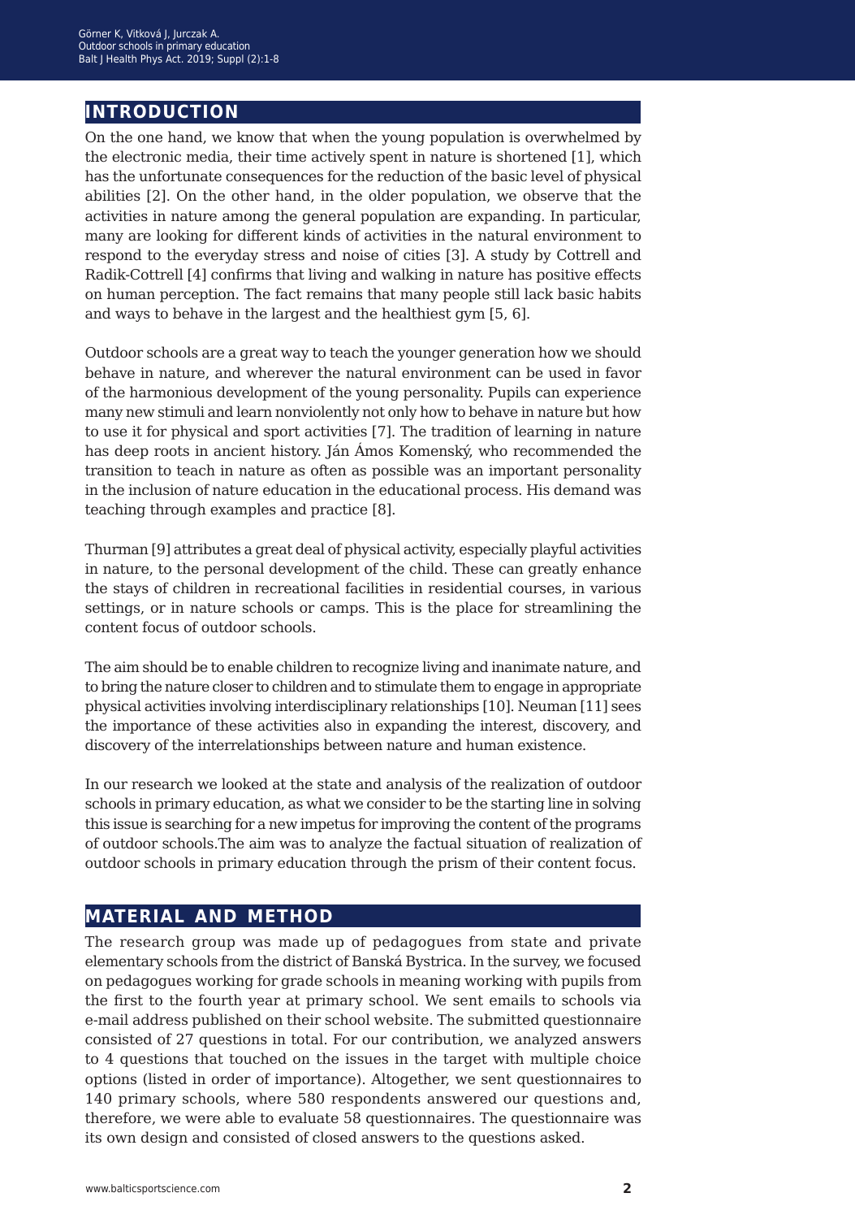## INTRODUCTION

On the one hand, we know that when the young population is overwhelmed by the electronic media, their time actively spent in nature is shortened [1], which has the unfortunate consequences for the reduction of the basic level of physical abilities [2]. On the other hand, in the older population, we observe that the activities in nature among the general population are expanding. In particular, many are looking for different kinds of activities in the natural environment to respond to the everyday stress and noise of cities [3]. A study by Cottrell and Radik-Cottrell [4] confirms that living and walking in nature has positive effects on human perception. The fact remains that many people still lack basic habits and ways to behave in the largest and the healthiest gym [5, 6].

Outdoor schools are a great way to teach the younger generation how we should behave in nature, and wherever the natural environment can be used in favor of the harmonious development of the young personality. Pupils can experience many new stimuli and learn nonviolently not only how to behave in nature but how to use it for physical and sport activities [7]. The tradition of learning in nature has deep roots in ancient history. Ján Ámos Komenský, who recommended the transition to teach in nature as often as possible was an important personality in the inclusion of nature education in the educational process. His demand was teaching through examples and practice [8].

Thurman [9] attributes a great deal of physical activity, especially playful activities in nature, to the personal development of the child. These can greatly enhance the stays of children in recreational facilities in residential courses, in various settings, or in nature schools or camps. This is the place for streamlining the content focus of outdoor schools.

The aim should be to enable children to recognize living and inanimate nature, and to bring the nature closer to children and to stimulate them to engage in appropriate physical activities involving interdisciplinary relationships [10]. Neuman [11] sees the importance of these activities also in expanding the interest, discovery, and discovery of the interrelationships between nature and human existence.

In our research we looked at the state and analysis of the realization of outdoor schools in primary education, as what we consider to be the starting line in solving this issue is searching for a new impetus for improving the content of the programs of outdoor schools.The aim was to analyze the factual situation of realization of outdoor schools in primary education through the prism of their content focus.

## MATERIAL AND METHOD

The research group was made up of pedagogues from state and private elementary schools from the district of Banská Bystrica. In the survey, we focused on pedagogues working for grade schools in meaning working with pupils from the first to the fourth year at primary school. We sent emails to schools via e-mail address published on their school website. The submitted questionnaire consisted of 27 questions in total. For our contribution, we analyzed answers to 4 questions that touched on the issues in the target with multiple choice options (listed in order of importance). Altogether, we sent questionnaires to 140 primary schools, where 580 respondents answered our questions and, therefore, we were able to evaluate 58 questionnaires. The questionnaire was its own design and consisted of closed answers to the questions asked.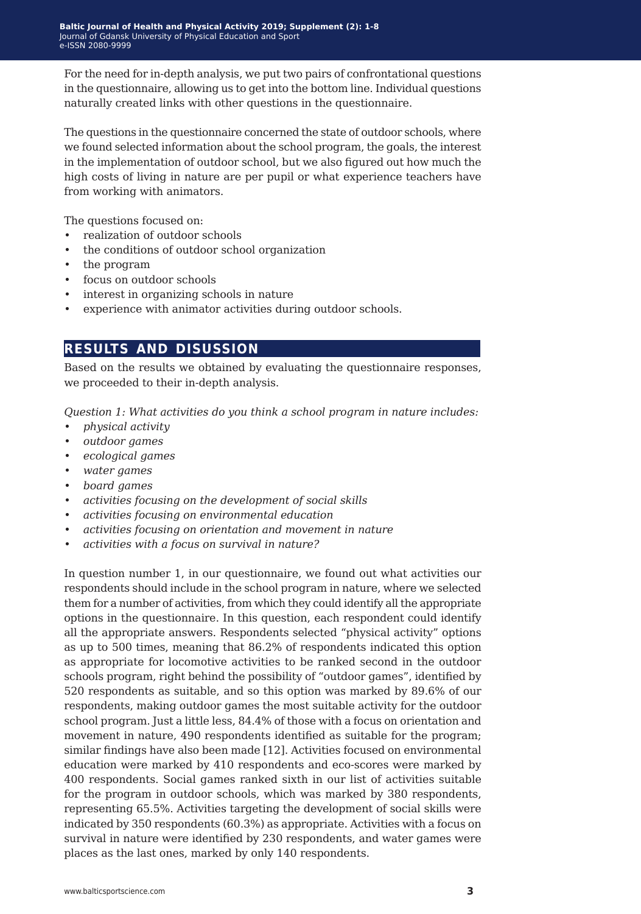For the need for in-depth analysis, we put two pairs of confrontational questions in the questionnaire, allowing us to get into the bottom line. Individual questions naturally created links with other questions in the questionnaire.

The questions in the questionnaire concerned the state of outdoor schools, where we found selected information about the school program, the goals, the interest in the implementation of outdoor school, but we also figured out how much the high costs of living in nature are per pupil or what experience teachers have from working with animators.

The questions focused on:

- realization of outdoor schools
- the conditions of outdoor school organization
- the program
- focus on outdoor schools
- interest in organizing schools in nature
- experience with animator activities during outdoor schools.

## RESULTS AND DISUSSION

Based on the results we obtained by evaluating the questionnaire responses, we proceeded to their in-depth analysis.

*Question 1: What activities do you think a school program in nature includes:*

- *physical activity*
- *outdoor games*
- *ecological games*
- *water games*
- *board games*
- *activities focusing on the development of social skills*
- *activities focusing on environmental education*
- *activities focusing on orientation and movement in nature*
- *activities with a focus on survival in nature?*

In question number 1, in our questionnaire, we found out what activities our respondents should include in the school program in nature, where we selected them for a number of activities, from which they could identify all the appropriate options in the questionnaire. In this question, each respondent could identify all the appropriate answers. Respondents selected "physical activity" options as up to 500 times, meaning that 86.2% of respondents indicated this option as appropriate for locomotive activities to be ranked second in the outdoor schools program, right behind the possibility of "outdoor games", identified by 520 respondents as suitable, and so this option was marked by 89.6% of our respondents, making outdoor games the most suitable activity for the outdoor school program. Just a little less, 84.4% of those with a focus on orientation and movement in nature, 490 respondents identified as suitable for the program; similar findings have also been made [12]. Activities focused on environmental education were marked by 410 respondents and eco-scores were marked by 400 respondents. Social games ranked sixth in our list of activities suitable for the program in outdoor schools, which was marked by 380 respondents, representing 65.5%. Activities targeting the development of social skills were indicated by 350 respondents (60.3%) as appropriate. Activities with a focus on survival in nature were identified by 230 respondents, and water games were places as the last ones, marked by only 140 respondents.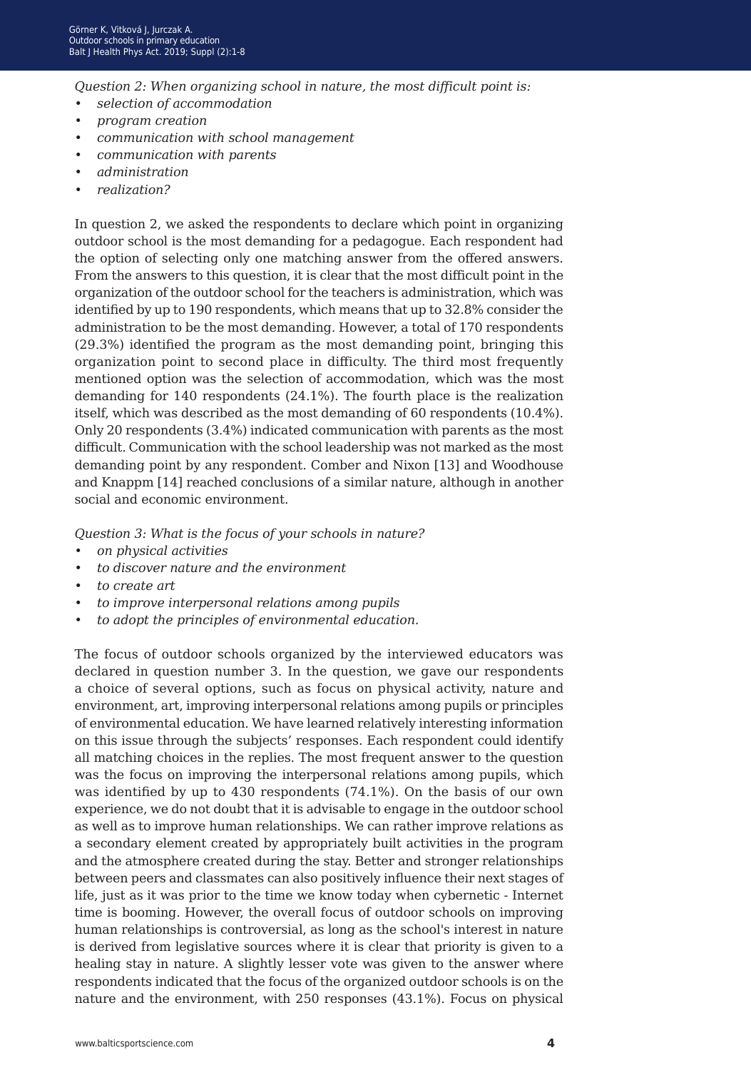*Question 2: When organizing school in nature, the most difficult point is:*
- *selection of accommodation*
- *program creation*
- *communication with school management*
- *communication with parents*
- *administration*
- *realization?*

In question 2, we asked the respondents to declare which point in organizing outdoor school is the most demanding for a pedagogue. Each respondent had the option of selecting only one matching answer from the offered answers. From the answers to this question, it is clear that the most difficult point in the organization of the outdoor school for the teachers is administration, which was identified by up to 190 respondents, which means that up to 32.8% consider the administration to be the most demanding. However, a total of 170 respondents (29.3%) identified the program as the most demanding point, bringing this organization point to second place in difficulty. The third most frequently mentioned option was the selection of accommodation, which was the most demanding for 140 respondents (24.1%). The fourth place is the realization itself, which was described as the most demanding of 60 respondents (10.4%). Only 20 respondents (3.4%) indicated communication with parents as the most difficult. Communication with the school leadership was not marked as the most demanding point by any respondent. Comber and Nixon [13] and Woodhouse and Knappm [14] reached conclusions of a similar nature, although in another social and economic environment.

*Question 3: What is the focus of your schools in nature?*
- *on physical activities*
- *to discover nature and the environment*
- *to create art*
- *to improve interpersonal relations among pupils*
- *to adopt the principles of environmental education.*

The focus of outdoor schools organized by the interviewed educators was declared in question number 3. In the question, we gave our respondents a choice of several options, such as focus on physical activity, nature and environment, art, improving interpersonal relations among pupils or principles of environmental education. We have learned relatively interesting information on this issue through the subjects' responses. Each respondent could identify all matching choices in the replies. The most frequent answer to the question was the focus on improving the interpersonal relations among pupils, which was identified by up to 430 respondents (74.1%). On the basis of our own experience, we do not doubt that it is advisable to engage in the outdoor school as well as to improve human relationships. We can rather improve relations as a secondary element created by appropriately built activities in the program and the atmosphere created during the stay. Better and stronger relationships between peers and classmates can also positively influence their next stages of life, just as it was prior to the time we know today when cybernetic - Internet time is booming. However, the overall focus of outdoor schools on improving human relationships is controversial, as long as the school's interest in nature is derived from legislative sources where it is clear that priority is given to a healing stay in nature. A slightly lesser vote was given to the answer where respondents indicated that the focus of the organized outdoor schools is on the nature and the environment, with 250 responses (43.1%). Focus on physical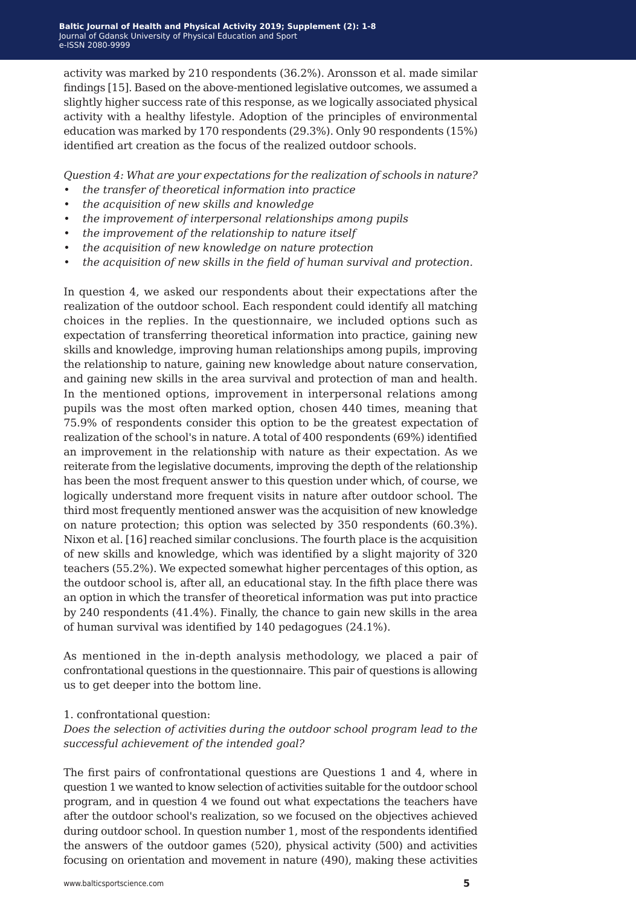activity was marked by 210 respondents (36.2%). Aronsson et al. made similar findings [15]. Based on the above-mentioned legislative outcomes, we assumed a slightly higher success rate of this response, as we logically associated physical activity with a healthy lifestyle. Adoption of the principles of environmental education was marked by 170 respondents (29.3%). Only 90 respondents (15%) identified art creation as the focus of the realized outdoor schools.

*Question 4: What are your expectations for the realization of schools in nature?*

- *the transfer of theoretical information into practice*
- *the acquisition of new skills and knowledge*
- *the improvement of interpersonal relationships among pupils*
- *the improvement of the relationship to nature itself*
- *the acquisition of new knowledge on nature protection*
- *the acquisition of new skills in the field of human survival and protection.*

In question 4, we asked our respondents about their expectations after the realization of the outdoor school. Each respondent could identify all matching choices in the replies. In the questionnaire, we included options such as expectation of transferring theoretical information into practice, gaining new skills and knowledge, improving human relationships among pupils, improving the relationship to nature, gaining new knowledge about nature conservation, and gaining new skills in the area survival and protection of man and health. In the mentioned options, improvement in interpersonal relations among pupils was the most often marked option, chosen 440 times, meaning that 75.9% of respondents consider this option to be the greatest expectation of realization of the school's in nature. A total of 400 respondents (69%) identified an improvement in the relationship with nature as their expectation. As we reiterate from the legislative documents, improving the depth of the relationship has been the most frequent answer to this question under which, of course, we logically understand more frequent visits in nature after outdoor school. The third most frequently mentioned answer was the acquisition of new knowledge on nature protection; this option was selected by 350 respondents (60.3%). Nixon et al. [16] reached similar conclusions. The fourth place is the acquisition of new skills and knowledge, which was identified by a slight majority of 320 teachers (55.2%). We expected somewhat higher percentages of this option, as the outdoor school is, after all, an educational stay. In the fifth place there was an option in which the transfer of theoretical information was put into practice by 240 respondents (41.4%). Finally, the chance to gain new skills in the area of human survival was identified by 140 pedagogues (24.1%).

As mentioned in the in-depth analysis methodology, we placed a pair of confrontational questions in the questionnaire. This pair of questions is allowing us to get deeper into the bottom line.

1. confrontational question:

*Does the selection of activities during the outdoor school program lead to the successful achievement of the intended goal?*

The first pairs of confrontational questions are Questions 1 and 4, where in question 1 we wanted to know selection of activities suitable for the outdoor school program, and in question 4 we found out what expectations the teachers have after the outdoor school's realization, so we focused on the objectives achieved during outdoor school. In question number 1, most of the respondents identified the answers of the outdoor games (520), physical activity (500) and activities focusing on orientation and movement in nature (490), making these activities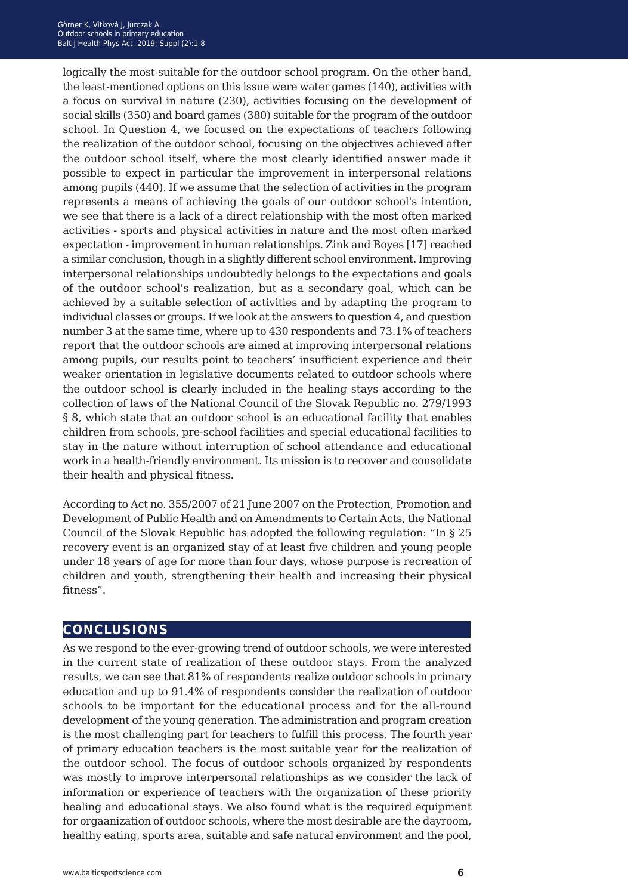logically the most suitable for the outdoor school program. On the other hand, the least-mentioned options on this issue were water games (140), activities with a focus on survival in nature (230), activities focusing on the development of social skills (350) and board games (380) suitable for the program of the outdoor school. In Question 4, we focused on the expectations of teachers following the realization of the outdoor school, focusing on the objectives achieved after the outdoor school itself, where the most clearly identified answer made it possible to expect in particular the improvement in interpersonal relations among pupils (440). If we assume that the selection of activities in the program represents a means of achieving the goals of our outdoor school's intention, we see that there is a lack of a direct relationship with the most often marked activities - sports and physical activities in nature and the most often marked expectation - improvement in human relationships. Zink and Boyes [17] reached a similar conclusion, though in a slightly different school environment. Improving interpersonal relationships undoubtedly belongs to the expectations and goals of the outdoor school's realization, but as a secondary goal, which can be achieved by a suitable selection of activities and by adapting the program to individual classes or groups. If we look at the answers to question 4, and question number 3 at the same time, where up to 430 respondents and 73.1% of teachers report that the outdoor schools are aimed at improving interpersonal relations among pupils, our results point to teachers' insufficient experience and their weaker orientation in legislative documents related to outdoor schools where the outdoor school is clearly included in the healing stays according to the collection of laws of the National Council of the Slovak Republic no. 279/1993 § 8, which state that an outdoor school is an educational facility that enables children from schools, pre-school facilities and special educational facilities to stay in the nature without interruption of school attendance and educational work in a health-friendly environment. Its mission is to recover and consolidate their health and physical fitness.

According to Act no. 355/2007 of 21 June 2007 on the Protection, Promotion and Development of Public Health and on Amendments to Certain Acts, the National Council of the Slovak Republic has adopted the following regulation: "In § 25 recovery event is an organized stay of at least five children and young people under 18 years of age for more than four days, whose purpose is recreation of children and youth, strengthening their health and increasing their physical fitness".

## CONCLUSIONS

As we respond to the ever-growing trend of outdoor schools, we were interested in the current state of realization of these outdoor stays. From the analyzed results, we can see that 81% of respondents realize outdoor schools in primary education and up to 91.4% of respondents consider the realization of outdoor schools to be important for the educational process and for the all-round development of the young generation. The administration and program creation is the most challenging part for teachers to fulfill this process. The fourth year of primary education teachers is the most suitable year for the realization of the outdoor school. The focus of outdoor schools organized by respondents was mostly to improve interpersonal relationships as we consider the lack of information or experience of teachers with the organization of these priority healing and educational stays. We also found what is the required equipment for orgaanization of outdoor schools, where the most desirable are the dayroom, healthy eating, sports area, suitable and safe natural environment and the pool,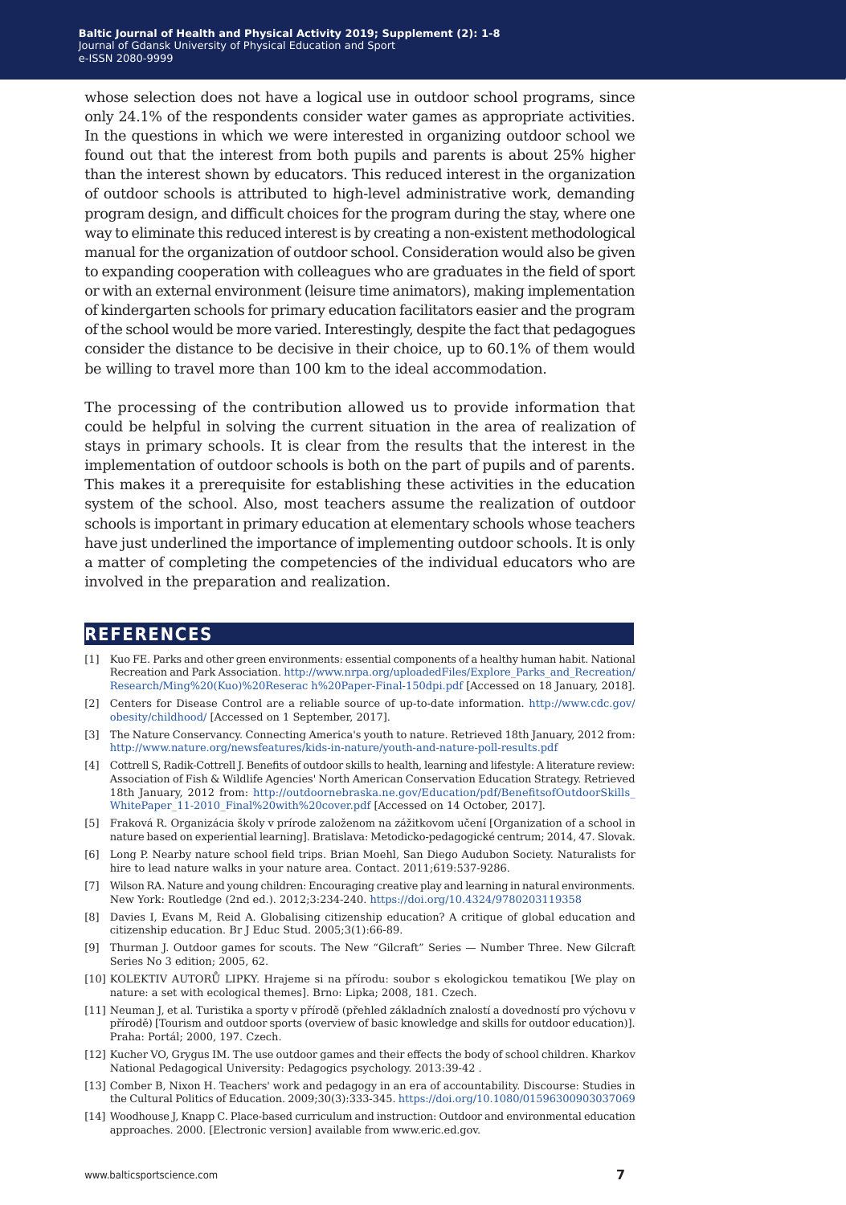whose selection does not have a logical use in outdoor school programs, since only 24.1% of the respondents consider water games as appropriate activities. In the questions in which we were interested in organizing outdoor school we found out that the interest from both pupils and parents is about 25% higher than the interest shown by educators. This reduced interest in the organization of outdoor schools is attributed to high-level administrative work, demanding program design, and difficult choices for the program during the stay, where one way to eliminate this reduced interest is by creating a non-existent methodological manual for the organization of outdoor school. Consideration would also be given to expanding cooperation with colleagues who are graduates in the field of sport or with an external environment (leisure time animators), making implementation of kindergarten schools for primary education facilitators easier and the program of the school would be more varied. Interestingly, despite the fact that pedagogues consider the distance to be decisive in their choice, up to 60.1% of them would be willing to travel more than 100 km to the ideal accommodation.

The processing of the contribution allowed us to provide information that could be helpful in solving the current situation in the area of realization of stays in primary schools. It is clear from the results that the interest in the implementation of outdoor schools is both on the part of pupils and of parents. This makes it a prerequisite for establishing these activities in the education system of the school. Also, most teachers assume the realization of outdoor schools is important in primary education at elementary schools whose teachers have just underlined the importance of implementing outdoor schools. It is only a matter of completing the competencies of the individual educators who are involved in the preparation and realization.

## REFERENCES

[1] Kuo FE. Parks and other green environments: essential components of a healthy human habit. National Recreation and Park Association. http://www.nrpa.org/uploadedFiles/Explore_Parks_and_Recreation/Research/Ming%20(Kuo)%20Reserac h%20Paper-Final-150dpi.pdf [Accessed on 18 January, 2018].

[2] Centers for Disease Control are a reliable source of up-to-date information. http://www.cdc.gov/obesity/childhood/ [Accessed on 1 September, 2017].

[3] The Nature Conservancy. Connecting America's youth to nature. Retrieved 18th January, 2012 from: http://www.nature.org/newsfeatures/kids-in-nature/youth-and-nature-poll-results.pdf

[4] Cottrell S, Radik-Cottrell J. Benefits of outdoor skills to health, learning and lifestyle: A literature review: Association of Fish & Wildlife Agencies' North American Conservation Education Strategy. Retrieved 18th January, 2012 from: http://outdoornebraska.ne.gov/Education/pdf/BenefitsofOutdoorSkills_WhitePaper_11-2010_Final%20with%20cover.pdf [Accessed on 14 October, 2017].

[5] Fraková R. Organizácia školy v prírode založenom na zážitkovom učení [Organization of a school in nature based on experiential learning]. Bratislava: Metodicko-pedagogické centrum; 2014, 47. Slovak.

[6] Long P. Nearby nature school field trips. Brian Moehl, San Diego Audubon Society. Naturalists for hire to lead nature walks in your nature area. Contact. 2011;619:537-9286.

[7] Wilson RA. Nature and young children: Encouraging creative play and learning in natural environments. New York: Routledge (2nd ed.). 2012;3:234-240. https://doi.org/10.4324/9780203119358

[8] Davies I, Evans M, Reid A. Globalising citizenship education? A critique of global education and citizenship education. Br J Educ Stud. 2005;3(1):66-89.

[9] Thurman J. Outdoor games for scouts. The New "Gilcraft" Series — Number Three. New Gilcraft Series No 3 edition; 2005, 62.

[10] KOLEKTIV AUTORŮ LIPKY. Hrajeme si na přírodu: soubor s ekologickou tematikou [We play on nature: a set with ecological themes]. Brno: Lipka; 2008, 181. Czech.

[11] Neuman J, et al. Turistika a sporty v přírodě (přehled základních znalostí a dovedností pro výchovu v přírodě) [Tourism and outdoor sports (overview of basic knowledge and skills for outdoor education)]. Praha: Portál; 2000, 197. Czech.

[12] Kucher VO, Grygus IM. The use outdoor games and their effects the body of school children. Kharkov National Pedagogical University: Pedagogics psychology. 2013:39-42 .

[13] Comber B, Nixon H. Teachers' work and pedagogy in an era of accountability. Discourse: Studies in the Cultural Politics of Education. 2009;30(3):333-345. https://doi.org/10.1080/01596300903037069

[14] Woodhouse J, Knapp C. Place-based curriculum and instruction: Outdoor and environmental education approaches. 2000. [Electronic version] available from www.eric.ed.gov.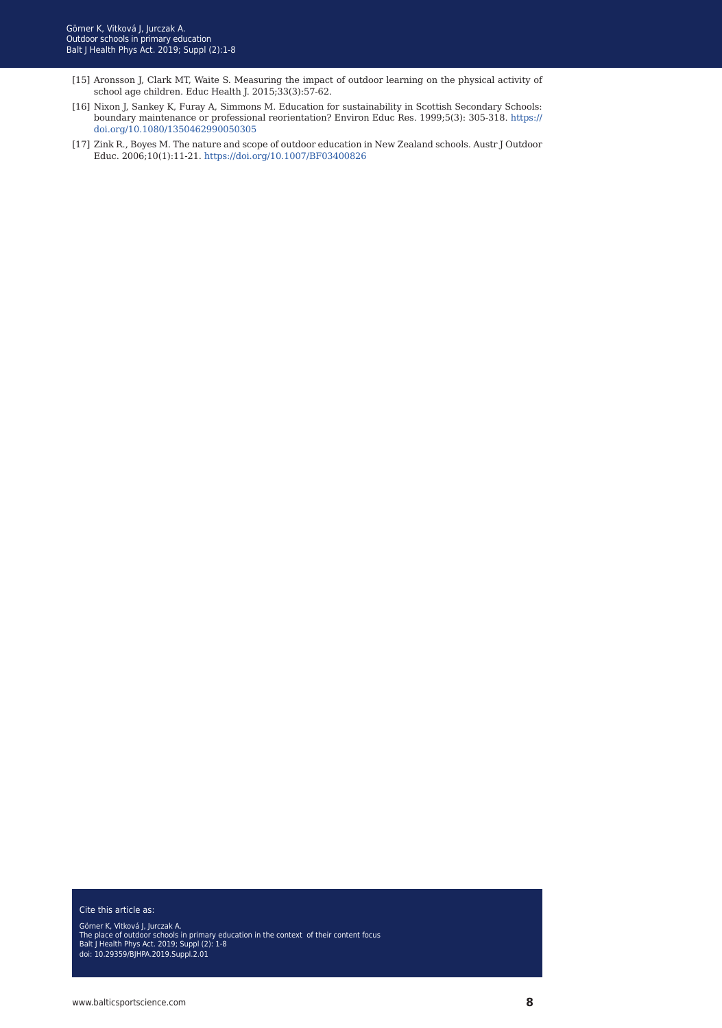[15] Aronsson J, Clark MT, Waite S. Measuring the impact of outdoor learning on the physical activity of school age children. Educ Health J. 2015;33(3):57-62.

[16] Nixon J, Sankey K, Furay A, Simmons M. Education for sustainability in Scottish Secondary Schools: boundary maintenance or professional reorientation? Environ Educ Res. 1999;5(3): 305-318. https://doi.org/10.1080/1350462990050305

[17] Zink R., Boyes M. The nature and scope of outdoor education in New Zealand schools. Austr J Outdoor Educ. 2006;10(1):11-21. https://doi.org/10.1007/BF03400826

Cite this article as:

Görner K, Vitková J, Jurczak A.
The place of outdoor schools in primary education in the context of their content focus
Balt J Health Phys Act. 2019; Suppl (2): 1-8
doi: 10.29359/BJHPA.2019.Suppl.2.01